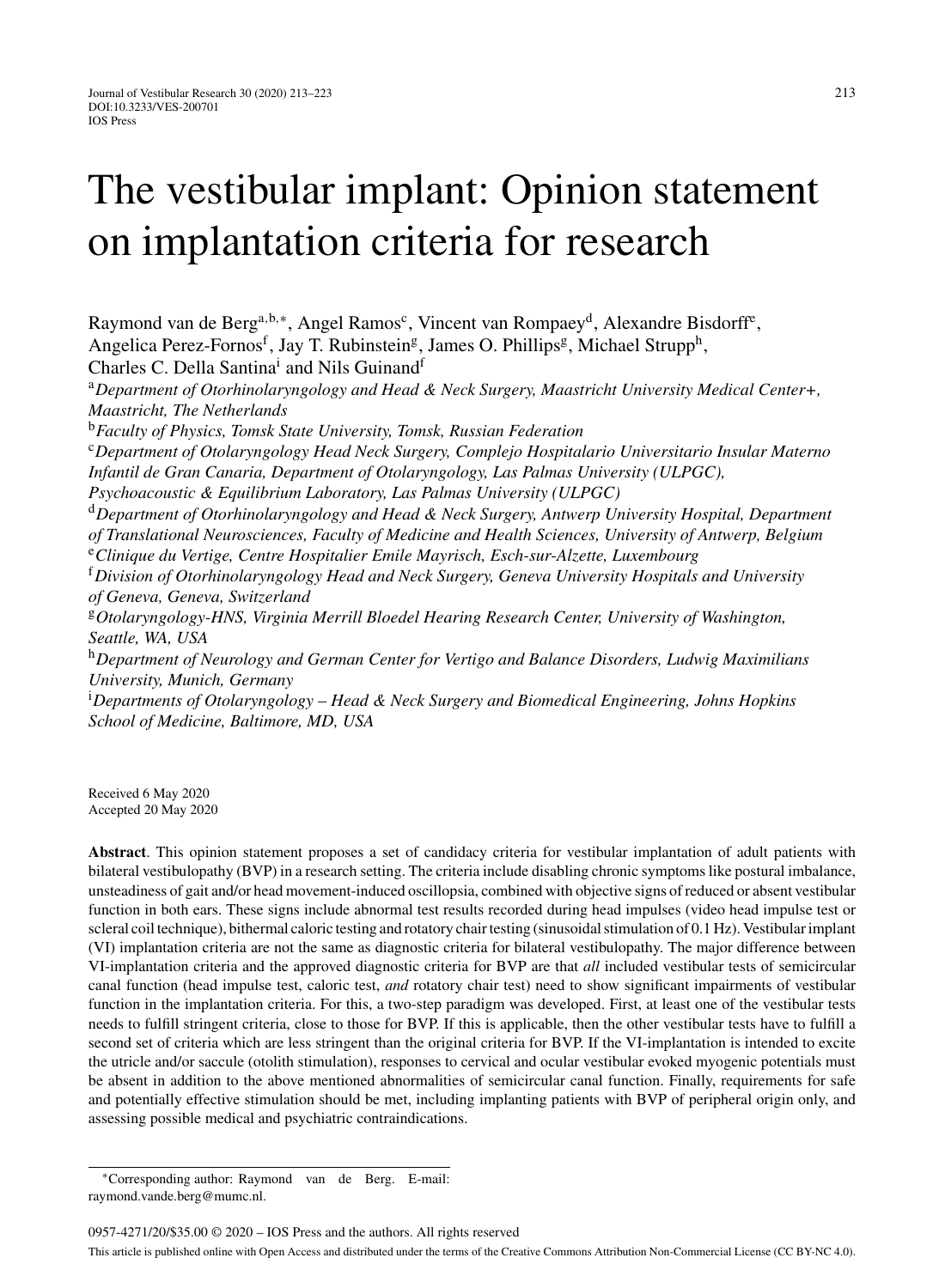# The vestibular implant: Opinion statement on implantation criteria for research

Raymond van de Berg[a,b,*], Angel Ramos[c], Vincent van Rompaey[d], Alexandre Bisdorff[e], Angelica Perez-Fornos[f], Jay T. Rubinstein[g], James O. Phillips[g], Michael Strupp[h], Charles C. Della Santina[i] and Nils Guinand[f]

[a]*Department of Otorhinolaryngology and Head & Neck Surgery, Maastricht University Medical Center+, Maastricht, The Netherlands*

[b]*Faculty of Physics, Tomsk State University, Tomsk, Russian Federation*

[c]*Department of Otolaryngology Head Neck Surgery, Complejo Hospitalario Universitario Insular Materno Infantil de Gran Canaria, Department of Otolaryngology, Las Palmas University (ULPGC), Psychoacoustic & Equilibrium Laboratory, Las Palmas University (ULPGC)*

[d]*Department of Otorhinolaryngology and Head & Neck Surgery, Antwerp University Hospital, Department of Translational Neurosciences, Faculty of Medicine and Health Sciences, University of Antwerp, Belgium*

[e]*Clinique du Vertige, Centre Hospitalier Emile Mayrisch, Esch-sur-Alzette, Luxembourg*

[f]*Division of Otorhinolaryngology Head and Neck Surgery, Geneva University Hospitals and University of Geneva, Geneva, Switzerland*

[g]*Otolaryngology-HNS, Virginia Merrill Bloedel Hearing Research Center, University of Washington, Seattle, WA, USA*

[h]*Department of Neurology and German Center for Vertigo and Balance Disorders, Ludwig Maximilians University, Munich, Germany*

[i]*Departments of Otolaryngology – Head & Neck Surgery and Biomedical Engineering, Johns Hopkins School of Medicine, Baltimore, MD, USA*

Received 6 May 2020
Accepted 20 May 2020

**Abstract**. This opinion statement proposes a set of candidacy criteria for vestibular implantation of adult patients with bilateral vestibulopathy (BVP) in a research setting. The criteria include disabling chronic symptoms like postural imbalance, unsteadiness of gait and/or head movement-induced oscillopsia, combined with objective signs of reduced or absent vestibular function in both ears. These signs include abnormal test results recorded during head impulses (video head impulse test or scleral coil technique), bithermal caloric testing and rotatory chair testing (sinusoidal stimulation of 0.1 Hz). Vestibular implant (VI) implantation criteria are not the same as diagnostic criteria for bilateral vestibulopathy. The major difference between VI-implantation criteria and the approved diagnostic criteria for BVP are that *all* included vestibular tests of semicircular canal function (head impulse test, caloric test, *and* rotatory chair test) need to show significant impairments of vestibular function in the implantation criteria. For this, a two-step paradigm was developed. First, at least one of the vestibular tests needs to fulfill stringent criteria, close to those for BVP. If this is applicable, then the other vestibular tests have to fulfill a second set of criteria which are less stringent than the original criteria for BVP. If the VI-implantation is intended to excite the utricle and/or saccule (otolith stimulation), responses to cervical and ocular vestibular evoked myogenic potentials must be absent in addition to the above mentioned abnormalities of semicircular canal function. Finally, requirements for safe and potentially effective stimulation should be met, including implanting patients with BVP of peripheral origin only, and assessing possible medical and psychiatric contraindications.

*Corresponding author: Raymond van de Berg. E-mail: raymond.vande.berg@mumc.nl.

0957-4271/20/$35.00 © 2020 – IOS Press and the authors. All rights reserved
This article is published online with Open Access and distributed under the terms of the Creative Commons Attribution Non-Commercial License (CC BY-NC 4.0).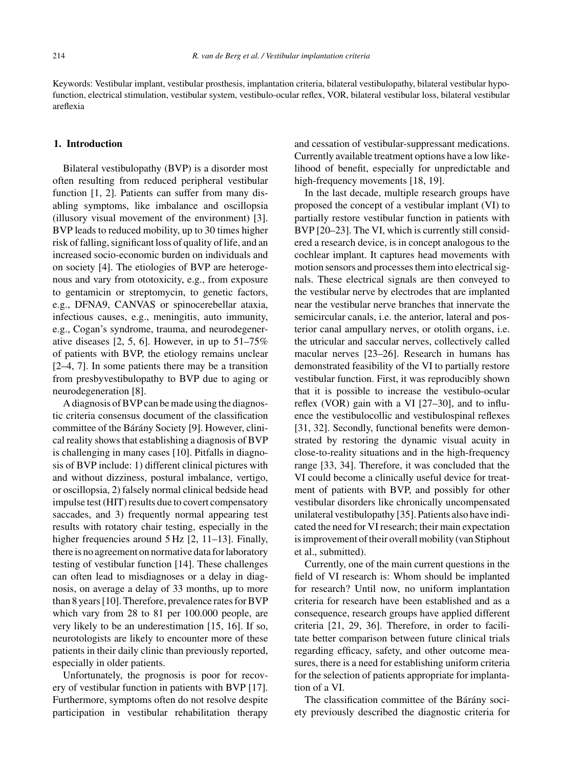Keywords: Vestibular implant, vestibular prosthesis, implantation criteria, bilateral vestibulopathy, bilateral vestibular hypofunction, electrical stimulation, vestibular system, vestibulo-ocular reflex, VOR, bilateral vestibular loss, bilateral vestibular areflexia

## 1. Introduction

Bilateral vestibulopathy (BVP) is a disorder most often resulting from reduced peripheral vestibular function [1, 2]. Patients can suffer from many disabling symptoms, like imbalance and oscillopsia (illusory visual movement of the environment) [3]. BVP leads to reduced mobility, up to 30 times higher risk of falling, significant loss of quality of life, and an increased socio-economic burden on individuals and on society [4]. The etiologies of BVP are heterogenous and vary from ototoxicity, e.g., from exposure to gentamicin or streptomycin, to genetic factors, e.g., DFNA9, CANVAS or spinocerebellar ataxia, infectious causes, e.g., meningitis, auto immunity, e.g., Cogan's syndrome, trauma, and neurodegenerative diseases [2, 5, 6]. However, in up to 51–75% of patients with BVP, the etiology remains unclear [2–4, 7]. In some patients there may be a transition from presbyvestibulopathy to BVP due to aging or neurodegeneration [8].

A diagnosis of BVP can be made using the diagnostic criteria consensus document of the classification committee of the Bárány Society [9]. However, clinical reality shows that establishing a diagnosis of BVP is challenging in many cases [10]. Pitfalls in diagnosis of BVP include: 1) different clinical pictures with and without dizziness, postural imbalance, vertigo, or oscillopsia, 2) falsely normal clinical bedside head impulse test (HIT) results due to covert compensatory saccades, and 3) frequently normal appearing test results with rotatory chair testing, especially in the higher frequencies around 5 Hz [2, 11–13]. Finally, there is no agreement on normative data for laboratory testing of vestibular function [14]. These challenges can often lead to misdiagnoses or a delay in diagnosis, on average a delay of 33 months, up to more than 8 years [10]. Therefore, prevalence rates for BVP which vary from 28 to 81 per 100.000 people, are very likely to be an underestimation [15, 16]. If so, neurotologists are likely to encounter more of these patients in their daily clinic than previously reported, especially in older patients.

Unfortunately, the prognosis is poor for recovery of vestibular function in patients with BVP [17]. Furthermore, symptoms often do not resolve despite participation in vestibular rehabilitation therapy and cessation of vestibular-suppressant medications. Currently available treatment options have a low likelihood of benefit, especially for unpredictable and high-frequency movements [18, 19].

In the last decade, multiple research groups have proposed the concept of a vestibular implant (VI) to partially restore vestibular function in patients with BVP [20–23]. The VI, which is currently still considered a research device, is in concept analogous to the cochlear implant. It captures head movements with motion sensors and processes them into electrical signals. These electrical signals are then conveyed to the vestibular nerve by electrodes that are implanted near the vestibular nerve branches that innervate the semicircular canals, i.e. the anterior, lateral and posterior canal ampullary nerves, or otolith organs, i.e. the utricular and saccular nerves, collectively called macular nerves [23–26]. Research in humans has demonstrated feasibility of the VI to partially restore vestibular function. First, it was reproducibly shown that it is possible to increase the vestibulo-ocular reflex (VOR) gain with a VI [27–30], and to influence the vestibulocollic and vestibulospinal reflexes [31, 32]. Secondly, functional benefits were demonstrated by restoring the dynamic visual acuity in close-to-reality situations and in the high-frequency range [33, 34]. Therefore, it was concluded that the VI could become a clinically useful device for treatment of patients with BVP, and possibly for other vestibular disorders like chronically uncompensated unilateral vestibulopathy [35]. Patients also have indicated the need for VI research; their main expectation is improvement of their overall mobility (van Stiphout et al., submitted).

Currently, one of the main current questions in the field of VI research is: Whom should be implanted for research? Until now, no uniform implantation criteria for research have been established and as a consequence, research groups have applied different criteria [21, 29, 36]. Therefore, in order to facilitate better comparison between future clinical trials regarding efficacy, safety, and other outcome measures, there is a need for establishing uniform criteria for the selection of patients appropriate for implantation of a VI.

The classification committee of the Bárány society previously described the diagnostic criteria for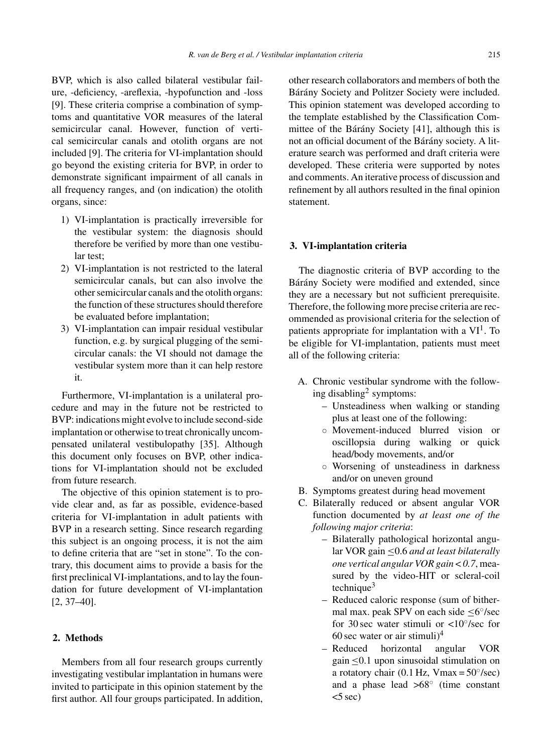BVP, which is also called bilateral vestibular failure, -deficiency, -areflexia, -hypofunction and -loss [9]. These criteria comprise a combination of symptoms and quantitative VOR measures of the lateral semicircular canal. However, function of vertical semicircular canals and otolith organs are not included [9]. The criteria for VI-implantation should go beyond the existing criteria for BVP, in order to demonstrate significant impairment of all canals in all frequency ranges, and (on indication) the otolith organs, since:

1) VI-implantation is practically irreversible for the vestibular system: the diagnosis should therefore be verified by more than one vestibular test;
2) VI-implantation is not restricted to the lateral semicircular canals, but can also involve the other semicircular canals and the otolith organs: the function of these structures should therefore be evaluated before implantation;
3) VI-implantation can impair residual vestibular function, e.g. by surgical plugging of the semicircular canals: the VI should not damage the vestibular system more than it can help restore it.

Furthermore, VI-implantation is a unilateral procedure and may in the future not be restricted to BVP: indications might evolve to include second-side implantation or otherwise to treat chronically uncompensated unilateral vestibulopathy [35]. Although this document only focuses on BVP, other indications for VI-implantation should not be excluded from future research.

The objective of this opinion statement is to provide clear and, as far as possible, evidence-based criteria for VI-implantation in adult patients with BVP in a research setting. Since research regarding this subject is an ongoing process, it is not the aim to define criteria that are "set in stone". To the contrary, this document aims to provide a basis for the first preclinical VI-implantations, and to lay the foundation for future development of VI-implantation [2, 37–40].

## 2. Methods

Members from all four research groups currently investigating vestibular implantation in humans were invited to participate in this opinion statement by the first author. All four groups participated. In addition, other research collaborators and members of both the Bárány Society and Politzer Society were included. This opinion statement was developed according to the template established by the Classification Committee of the Bárány Society [41], although this is not an official document of the Bárány society. A literature search was performed and draft criteria were developed. These criteria were supported by notes and comments. An iterative process of discussion and refinement by all authors resulted in the final opinion statement.

## 3. VI-implantation criteria

The diagnostic criteria of BVP according to the Bárány Society were modified and extended, since they are a necessary but not sufficient prerequisite. Therefore, the following more precise criteria are recommended as provisional criteria for the selection of patients appropriate for implantation with a VI[1]. To be eligible for VI-implantation, patients must meet all of the following criteria:

A. Chronic vestibular syndrome with the following disabling[2] symptoms:
   - Unsteadiness when walking or standing plus at least one of the following:
     - Movement-induced blurred vision or oscillopsia during walking or quick head/body movements, and/or
     - Worsening of unsteadiness in darkness and/or on uneven ground
B. Symptoms greatest during head movement
C. Bilaterally reduced or absent angular VOR function documented by *at least one of the following major criteria*:
   - Bilaterally pathological horizontal angular VOR gain $\leq 0.6$ *and at least bilaterally one vertical angular VOR gain* $< 0.7$, measured by the video-HIT or scleral-coil technique[3]
   - Reduced caloric response (sum of bithermal max. peak SPV on each side $\leq 6°$/sec for 30 sec water stimuli or $<10°$/sec for 60 sec water or air stimuli)[4]
   - Reduced horizontal angular VOR gain $\leq 0.1$ upon sinusoidal stimulation on a rotatory chair (0.1 Hz, Vmax = 50°/sec) and a phase lead $>68°$ (time constant $<5$ sec)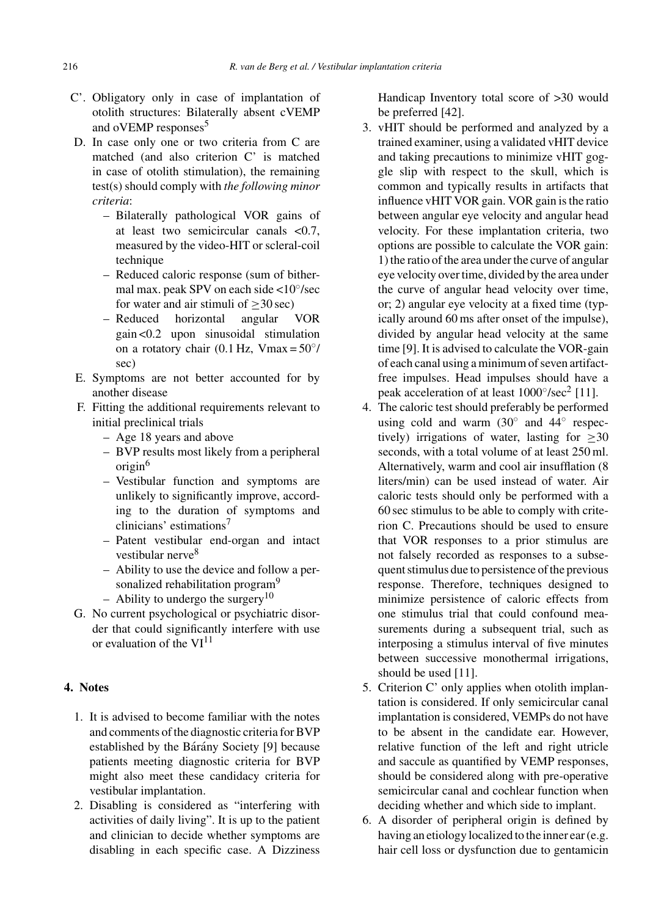C'. Obligatory only in case of implantation of otolith structures: Bilaterally absent cVEMP and oVEMP responses[5]

D. In case only one or two criteria from C are matched (and also criterion C' is matched in case of otolith stimulation), the remaining test(s) should comply with *the following minor criteria*:
   - Bilaterally pathological VOR gains of at least two semicircular canals <0.7, measured by the video-HIT or scleral-coil technique
   - Reduced caloric response (sum of bithermal max. peak SPV on each side <10°/sec for water and air stimuli of ≥30 sec)
   - Reduced horizontal angular VOR gain <0.2 upon sinusoidal stimulation on a rotatory chair (0.1 Hz, Vmax = 50°/sec)

E. Symptoms are not better accounted for by another disease

F. Fitting the additional requirements relevant to initial preclinical trials
   - Age 18 years and above
   - BVP results most likely from a peripheral origin[6]
   - Vestibular function and symptoms are unlikely to significantly improve, according to the duration of symptoms and clinicians' estimations[7]
   - Patent vestibular end-organ and intact vestibular nerve[8]
   - Ability to use the device and follow a personalized rehabilitation program[9]
   - Ability to undergo the surgery[10]

G. No current psychological or psychiatric disorder that could significantly interfere with use or evaluation of the VI[11]

## 4. Notes

1. It is advised to become familiar with the notes and comments of the diagnostic criteria for BVP established by the Bárány Society [9] because patients meeting diagnostic criteria for BVP might also meet these candidacy criteria for vestibular implantation.
2. Disabling is considered as "interfering with activities of daily living". It is up to the patient and clinician to decide whether symptoms are disabling in each specific case. A Dizziness Handicap Inventory total score of >30 would be preferred [42].
3. vHIT should be performed and analyzed by a trained examiner, using a validated vHIT device and taking precautions to minimize vHIT goggle slip with respect to the skull, which is common and typically results in artifacts that influence vHIT VOR gain. VOR gain is the ratio between angular eye velocity and angular head velocity. For these implantation criteria, two options are possible to calculate the VOR gain: 1) the ratio of the area under the curve of angular eye velocity over time, divided by the area under the curve of angular head velocity over time, or; 2) angular eye velocity at a fixed time (typically around 60 ms after onset of the impulse), divided by angular head velocity at the same time [9]. It is advised to calculate the VOR-gain of each canal using a minimum of seven artifact-free impulses. Head impulses should have a peak acceleration of at least $1000°/sec^2$ [11].
4. The caloric test should preferably be performed using cold and warm (30° and 44° respectively) irrigations of water, lasting for ≥30 seconds, with a total volume of at least 250 ml. Alternatively, warm and cool air insufflation (8 liters/min) can be used instead of water. Air caloric tests should only be performed with a 60 sec stimulus to be able to comply with criterion C. Precautions should be used to ensure that VOR responses to a prior stimulus are not falsely recorded as responses to a subsequent stimulus due to persistence of the previous response. Therefore, techniques designed to minimize persistence of caloric effects from one stimulus trial that could confound measurements during a subsequent trial, such as interposing a stimulus interval of five minutes between successive monothermal irrigations, should be used [11].
5. Criterion C' only applies when otolith implantation is considered. If only semicircular canal implantation is considered, VEMPs do not have to be absent in the candidate ear. However, relative function of the left and right utricle and saccule as quantified by VEMP responses, should be considered along with pre-operative semicircular canal and cochlear function when deciding whether and which side to implant.
6. A disorder of peripheral origin is defined by having an etiology localized to the inner ear (e.g. hair cell loss or dysfunction due to gentamicin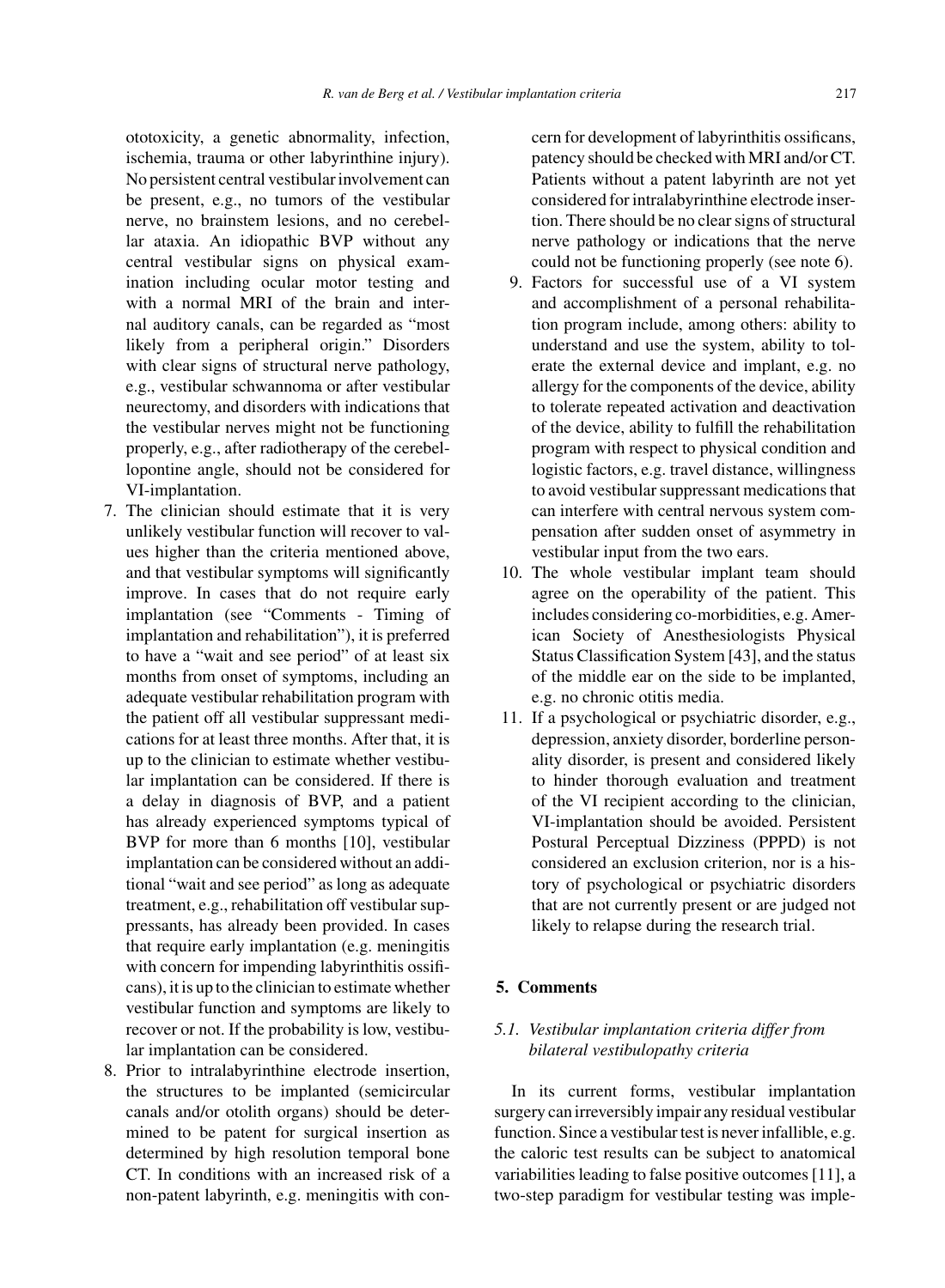ototoxicity, a genetic abnormality, infection, ischemia, trauma or other labyrinthine injury). No persistent central vestibular involvement can be present, e.g., no tumors of the vestibular nerve, no brainstem lesions, and no cerebellar ataxia. An idiopathic BVP without any central vestibular signs on physical examination including ocular motor testing and with a normal MRI of the brain and internal auditory canals, can be regarded as "most likely from a peripheral origin." Disorders with clear signs of structural nerve pathology, e.g., vestibular schwannoma or after vestibular neurectomy, and disorders with indications that the vestibular nerves might not be functioning properly, e.g., after radiotherapy of the cerebellopontine angle, should not be considered for VI-implantation.

7. The clinician should estimate that it is very unlikely vestibular function will recover to values higher than the criteria mentioned above, and that vestibular symptoms will significantly improve. In cases that do not require early implantation (see "Comments - Timing of implantation and rehabilitation"), it is preferred to have a "wait and see period" of at least six months from onset of symptoms, including an adequate vestibular rehabilitation program with the patient off all vestibular suppressant medications for at least three months. After that, it is up to the clinician to estimate whether vestibular implantation can be considered. If there is a delay in diagnosis of BVP, and a patient has already experienced symptoms typical of BVP for more than 6 months [10], vestibular implantation can be considered without an additional "wait and see period" as long as adequate treatment, e.g., rehabilitation off vestibular suppressants, has already been provided. In cases that require early implantation (e.g. meningitis with concern for impending labyrinthitis ossificans), it is up to the clinician to estimate whether vestibular function and symptoms are likely to recover or not. If the probability is low, vestibular implantation can be considered.
8. Prior to intralabyrinthine electrode insertion, the structures to be implanted (semicircular canals and/or otolith organs) should be determined to be patent for surgical insertion as determined by high resolution temporal bone CT. In conditions with an increased risk of a non-patent labyrinth, e.g. meningitis with concern for development of labyrinthitis ossificans, patency should be checked with MRI and/or CT. Patients without a patent labyrinth are not yet considered for intralabyrinthine electrode insertion. There should be no clear signs of structural nerve pathology or indications that the nerve could not be functioning properly (see note 6).
9. Factors for successful use of a VI system and accomplishment of a personal rehabilitation program include, among others: ability to understand and use the system, ability to tolerate the external device and implant, e.g. no allergy for the components of the device, ability to tolerate repeated activation and deactivation of the device, ability to fulfill the rehabilitation program with respect to physical condition and logistic factors, e.g. travel distance, willingness to avoid vestibular suppressant medications that can interfere with central nervous system compensation after sudden onset of asymmetry in vestibular input from the two ears.
10. The whole vestibular implant team should agree on the operability of the patient. This includes considering co-morbidities, e.g. American Society of Anesthesiologists Physical Status Classification System [43], and the status of the middle ear on the side to be implanted, e.g. no chronic otitis media.
11. If a psychological or psychiatric disorder, e.g., depression, anxiety disorder, borderline personality disorder, is present and considered likely to hinder thorough evaluation and treatment of the VI recipient according to the clinician, VI-implantation should be avoided. Persistent Postural Perceptual Dizziness (PPPD) is not considered an exclusion criterion, nor is a history of psychological or psychiatric disorders that are not currently present or are judged not likely to relapse during the research trial.

## 5. Comments

### *5.1. Vestibular implantation criteria differ from bilateral vestibulopathy criteria*

In its current forms, vestibular implantation surgery can irreversibly impair any residual vestibular function. Since a vestibular test is never infallible, e.g. the caloric test results can be subject to anatomical variabilities leading to false positive outcomes [11], a two-step paradigm for vestibular testing was imple-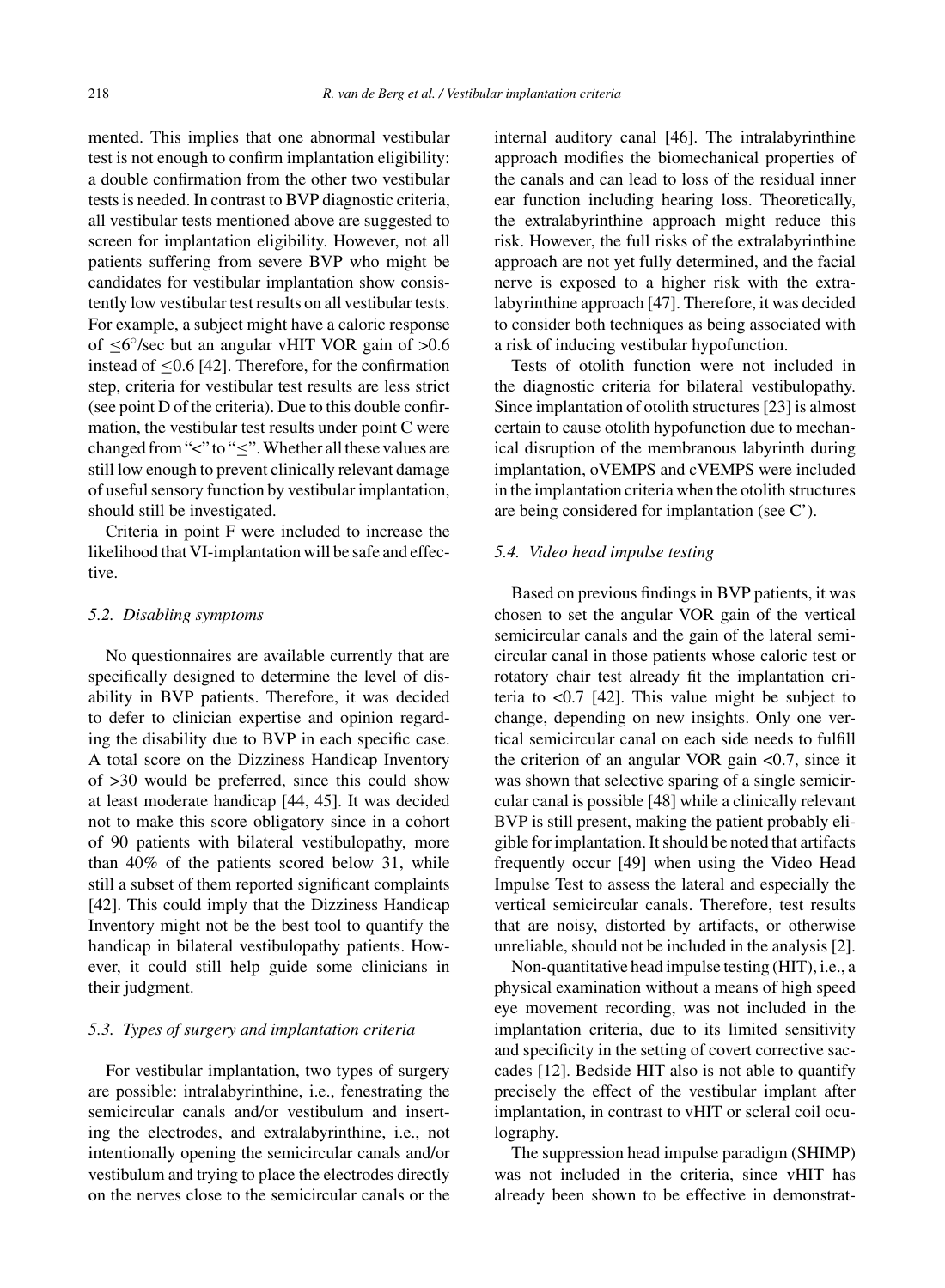mented. This implies that one abnormal vestibular test is not enough to confirm implantation eligibility: a double confirmation from the other two vestibular tests is needed. In contrast to BVP diagnostic criteria, all vestibular tests mentioned above are suggested to screen for implantation eligibility. However, not all patients suffering from severe BVP who might be candidates for vestibular implantation show consistently low vestibular test results on all vestibular tests. For example, a subject might have a caloric response of $\leq 6^{\circ}$/sec but an angular vHIT VOR gain of $>0.6$ instead of $\leq 0.6$ [42]. Therefore, for the confirmation step, criteria for vestibular test results are less strict (see point D of the criteria). Due to this double confirmation, the vestibular test results under point C were changed from "<" to "≤". Whether all these values are still low enough to prevent clinically relevant damage of useful sensory function by vestibular implantation, should still be investigated.

Criteria in point F were included to increase the likelihood that VI-implantation will be safe and effective.

### 5.2. Disabling symptoms

No questionnaires are available currently that are specifically designed to determine the level of disability in BVP patients. Therefore, it was decided to defer to clinician expertise and opinion regarding the disability due to BVP in each specific case. A total score on the Dizziness Handicap Inventory of >30 would be preferred, since this could show at least moderate handicap [44, 45]. It was decided not to make this score obligatory since in a cohort of 90 patients with bilateral vestibulopathy, more than 40% of the patients scored below 31, while still a subset of them reported significant complaints [42]. This could imply that the Dizziness Handicap Inventory might not be the best tool to quantify the handicap in bilateral vestibulopathy patients. However, it could still help guide some clinicians in their judgment.

### 5.3. Types of surgery and implantation criteria

For vestibular implantation, two types of surgery are possible: intralabyrinthine, i.e., fenestrating the semicircular canals and/or vestibulum and inserting the electrodes, and extralabyrinthine, i.e., not intentionally opening the semicircular canals and/or vestibulum and trying to place the electrodes directly on the nerves close to the semicircular canals or the internal auditory canal [46]. The intralabyrinthine approach modifies the biomechanical properties of the canals and can lead to loss of the residual inner ear function including hearing loss. Theoretically, the extralabyrinthine approach might reduce this risk. However, the full risks of the extralabyrinthine approach are not yet fully determined, and the facial nerve is exposed to a higher risk with the extralabyrinthine approach [47]. Therefore, it was decided to consider both techniques as being associated with a risk of inducing vestibular hypofunction.

Tests of otolith function were not included in the diagnostic criteria for bilateral vestibulopathy. Since implantation of otolith structures [23] is almost certain to cause otolith hypofunction due to mechanical disruption of the membranous labyrinth during implantation, oVEMPS and cVEMPS were included in the implantation criteria when the otolith structures are being considered for implantation (see C').

### 5.4. Video head impulse testing

Based on previous findings in BVP patients, it was chosen to set the angular VOR gain of the vertical semicircular canals and the gain of the lateral semicircular canal in those patients whose caloric test or rotatory chair test already fit the implantation criteria to <0.7 [42]. This value might be subject to change, depending on new insights. Only one vertical semicircular canal on each side needs to fulfill the criterion of an angular VOR gain <0.7, since it was shown that selective sparing of a single semicircular canal is possible [48] while a clinically relevant BVP is still present, making the patient probably eligible for implantation. It should be noted that artifacts frequently occur [49] when using the Video Head Impulse Test to assess the lateral and especially the vertical semicircular canals. Therefore, test results that are noisy, distorted by artifacts, or otherwise unreliable, should not be included in the analysis [2].

Non-quantitative head impulse testing (HIT), i.e., a physical examination without a means of high speed eye movement recording, was not included in the implantation criteria, due to its limited sensitivity and specificity in the setting of covert corrective saccades [12]. Bedside HIT also is not able to quantify precisely the effect of the vestibular implant after implantation, in contrast to vHIT or scleral coil oculography.

The suppression head impulse paradigm (SHIMP) was not included in the criteria, since vHIT has already been shown to be effective in demonstrat-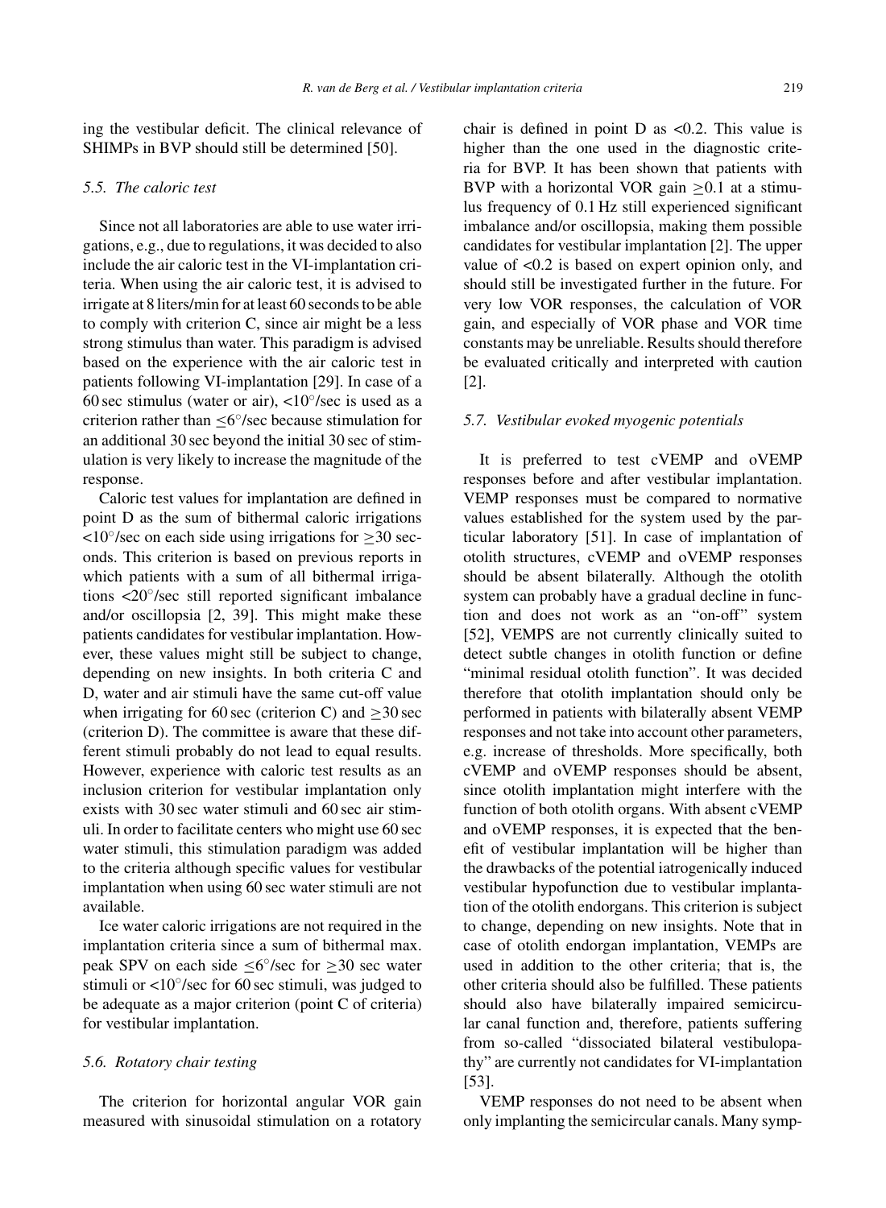ing the vestibular deficit. The clinical relevance of SHIMPs in BVP should still be determined [50].

### 5.5. The caloric test

Since not all laboratories are able to use water irrigations, e.g., due to regulations, it was decided to also include the air caloric test in the VI-implantation criteria. When using the air caloric test, it is advised to irrigate at 8 liters/min for at least 60 seconds to be able to comply with criterion C, since air might be a less strong stimulus than water. This paradigm is advised based on the experience with the air caloric test in patients following VI-implantation [29]. In case of a 60 sec stimulus (water or air), $<10^{\circ}$/sec is used as a criterion rather than $\leq 6^{\circ}$/sec because stimulation for an additional 30 sec beyond the initial 30 sec of stimulation is very likely to increase the magnitude of the response.

Caloric test values for implantation are defined in point D as the sum of bithermal caloric irrigations $<10^{\circ}$/sec on each side using irrigations for $\geq 30$ seconds. This criterion is based on previous reports in which patients with a sum of all bithermal irrigations $<20^{\circ}$/sec still reported significant imbalance and/or oscillopsia [2, 39]. This might make these patients candidates for vestibular implantation. However, these values might still be subject to change, depending on new insights. In both criteria C and D, water and air stimuli have the same cut-off value when irrigating for 60 sec (criterion C) and $\geq 30$ sec (criterion D). The committee is aware that these different stimuli probably do not lead to equal results. However, experience with caloric test results as an inclusion criterion for vestibular implantation only exists with 30 sec water stimuli and 60 sec air stimuli. In order to facilitate centers who might use 60 sec water stimuli, this stimulation paradigm was added to the criteria although specific values for vestibular implantation when using 60 sec water stimuli are not available.

Ice water caloric irrigations are not required in the implantation criteria since a sum of bithermal max. peak SPV on each side $\leq 6^{\circ}$/sec for $\geq 30$ sec water stimuli or $<10^{\circ}$/sec for 60 sec stimuli, was judged to be adequate as a major criterion (point C of criteria) for vestibular implantation.

### 5.6. Rotatory chair testing

The criterion for horizontal angular VOR gain measured with sinusoidal stimulation on a rotatory chair is defined in point D as $<0.2$. This value is higher than the one used in the diagnostic criteria for BVP. It has been shown that patients with BVP with a horizontal VOR gain $\geq 0.1$ at a stimulus frequency of 0.1 Hz still experienced significant imbalance and/or oscillopsia, making them possible candidates for vestibular implantation [2]. The upper value of $<0.2$ is based on expert opinion only, and should still be investigated further in the future. For very low VOR responses, the calculation of VOR gain, and especially of VOR phase and VOR time constants may be unreliable. Results should therefore be evaluated critically and interpreted with caution [2].

### 5.7. Vestibular evoked myogenic potentials

It is preferred to test cVEMP and oVEMP responses before and after vestibular implantation. VEMP responses must be compared to normative values established for the system used by the particular laboratory [51]. In case of implantation of otolith structures, cVEMP and oVEMP responses should be absent bilaterally. Although the otolith system can probably have a gradual decline in function and does not work as an "on-off" system [52], VEMPS are not currently clinically suited to detect subtle changes in otolith function or define "minimal residual otolith function". It was decided therefore that otolith implantation should only be performed in patients with bilaterally absent VEMP responses and not take into account other parameters, e.g. increase of thresholds. More specifically, both cVEMP and oVEMP responses should be absent, since otolith implantation might interfere with the function of both otolith organs. With absent cVEMP and oVEMP responses, it is expected that the benefit of vestibular implantation will be higher than the drawbacks of the potential iatrogenically induced vestibular hypofunction due to vestibular implantation of the otolith endorgans. This criterion is subject to change, depending on new insights. Note that in case of otolith endorgan implantation, VEMPs are used in addition to the other criteria; that is, the other criteria should also be fulfilled. These patients should also have bilaterally impaired semicircular canal function and, therefore, patients suffering from so-called "dissociated bilateral vestibulopathy" are currently not candidates for VI-implantation [53].

VEMP responses do not need to be absent when only implanting the semicircular canals. Many symp-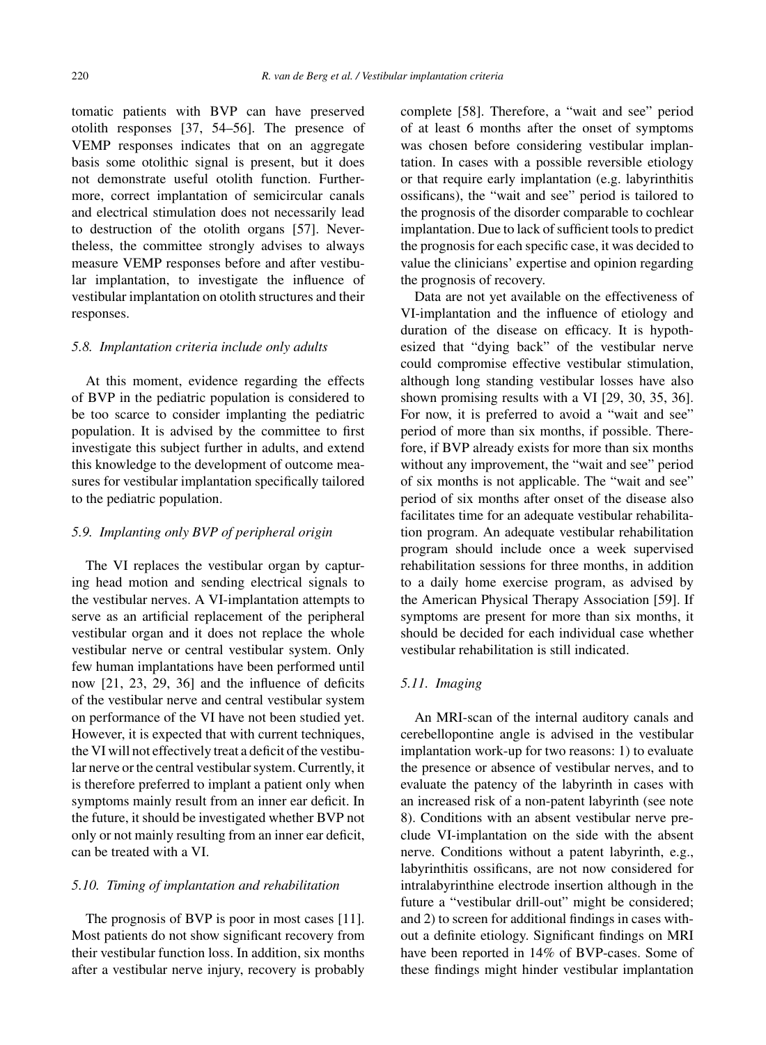tomatic patients with BVP can have preserved otolith responses [37, 54–56]. The presence of VEMP responses indicates that on an aggregate basis some otolithic signal is present, but it does not demonstrate useful otolith function. Furthermore, correct implantation of semicircular canals and electrical stimulation does not necessarily lead to destruction of the otolith organs [57]. Nevertheless, the committee strongly advises to always measure VEMP responses before and after vestibular implantation, to investigate the influence of vestibular implantation on otolith structures and their responses.

### *5.8. Implantation criteria include only adults*

At this moment, evidence regarding the effects of BVP in the pediatric population is considered to be too scarce to consider implanting the pediatric population. It is advised by the committee to first investigate this subject further in adults, and extend this knowledge to the development of outcome measures for vestibular implantation specifically tailored to the pediatric population.

### *5.9. Implanting only BVP of peripheral origin*

The VI replaces the vestibular organ by capturing head motion and sending electrical signals to the vestibular nerves. A VI-implantation attempts to serve as an artificial replacement of the peripheral vestibular organ and it does not replace the whole vestibular nerve or central vestibular system. Only few human implantations have been performed until now [21, 23, 29, 36] and the influence of deficits of the vestibular nerve and central vestibular system on performance of the VI have not been studied yet. However, it is expected that with current techniques, the VI will not effectively treat a deficit of the vestibular nerve or the central vestibular system. Currently, it is therefore preferred to implant a patient only when symptoms mainly result from an inner ear deficit. In the future, it should be investigated whether BVP not only or not mainly resulting from an inner ear deficit, can be treated with a VI.

### *5.10. Timing of implantation and rehabilitation*

The prognosis of BVP is poor in most cases [11]. Most patients do not show significant recovery from their vestibular function loss. In addition, six months after a vestibular nerve injury, recovery is probably complete [58]. Therefore, a "wait and see" period of at least 6 months after the onset of symptoms was chosen before considering vestibular implantation. In cases with a possible reversible etiology or that require early implantation (e.g. labyrinthitis ossificans), the "wait and see" period is tailored to the prognosis of the disorder comparable to cochlear implantation. Due to lack of sufficient tools to predict the prognosis for each specific case, it was decided to value the clinicians' expertise and opinion regarding the prognosis of recovery.

Data are not yet available on the effectiveness of VI-implantation and the influence of etiology and duration of the disease on efficacy. It is hypothesized that "dying back" of the vestibular nerve could compromise effective vestibular stimulation, although long standing vestibular losses have also shown promising results with a VI [29, 30, 35, 36]. For now, it is preferred to avoid a "wait and see" period of more than six months, if possible. Therefore, if BVP already exists for more than six months without any improvement, the "wait and see" period of six months is not applicable. The "wait and see" period of six months after onset of the disease also facilitates time for an adequate vestibular rehabilitation program. An adequate vestibular rehabilitation program should include once a week supervised rehabilitation sessions for three months, in addition to a daily home exercise program, as advised by the American Physical Therapy Association [59]. If symptoms are present for more than six months, it should be decided for each individual case whether vestibular rehabilitation is still indicated.

### *5.11. Imaging*

An MRI-scan of the internal auditory canals and cerebellopontine angle is advised in the vestibular implantation work-up for two reasons: 1) to evaluate the presence or absence of vestibular nerves, and to evaluate the patency of the labyrinth in cases with an increased risk of a non-patent labyrinth (see note 8). Conditions with an absent vestibular nerve preclude VI-implantation on the side with the absent nerve. Conditions without a patent labyrinth, e.g., labyrinthitis ossificans, are not now considered for intralabyrinthine electrode insertion although in the future a "vestibular drill-out" might be considered; and 2) to screen for additional findings in cases without a definite etiology. Significant findings on MRI have been reported in 14% of BVP-cases. Some of these findings might hinder vestibular implantation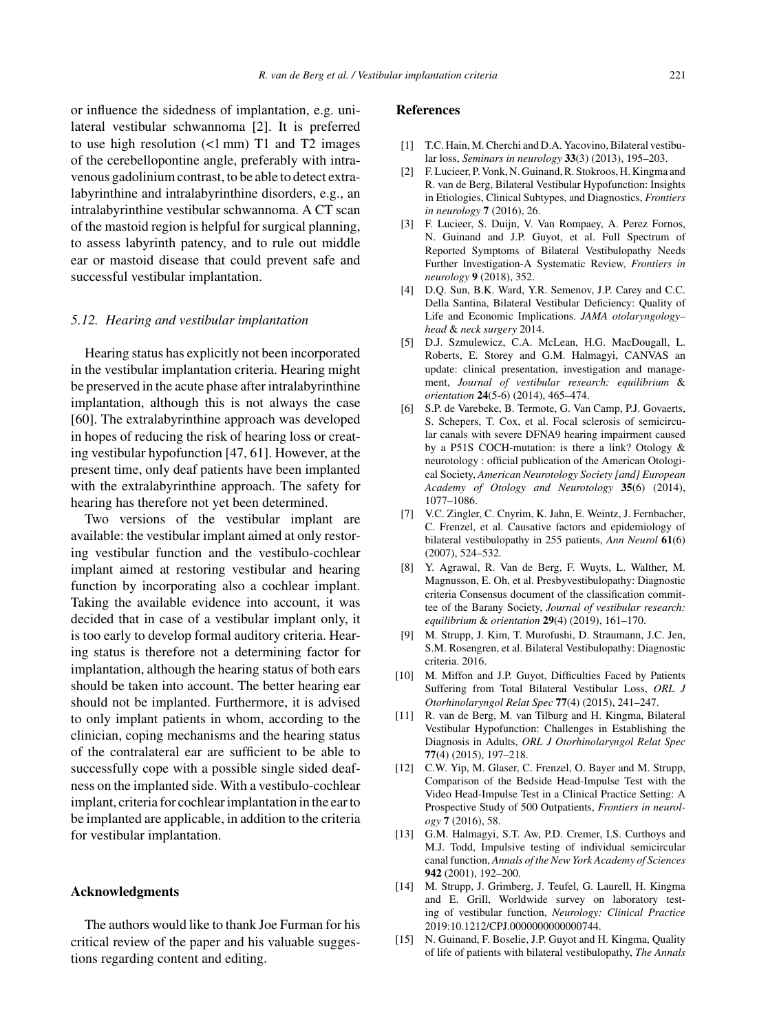or influence the sidedness of implantation, e.g. unilateral vestibular schwannoma [2]. It is preferred to use high resolution (<1 mm) T1 and T2 images of the cerebellopontine angle, preferably with intravenous gadolinium contrast, to be able to detect extralabyrinthine and intralabyrinthine disorders, e.g., an intralabyrinthine vestibular schwannoma. A CT scan of the mastoid region is helpful for surgical planning, to assess labyrinth patency, and to rule out middle ear or mastoid disease that could prevent safe and successful vestibular implantation.

### *5.12. Hearing and vestibular implantation*

Hearing status has explicitly not been incorporated in the vestibular implantation criteria. Hearing might be preserved in the acute phase after intralabyrinthine implantation, although this is not always the case [60]. The extralabyrinthine approach was developed in hopes of reducing the risk of hearing loss or creating vestibular hypofunction [47, 61]. However, at the present time, only deaf patients have been implanted with the extralabyrinthine approach. The safety for hearing has therefore not yet been determined.

Two versions of the vestibular implant are available: the vestibular implant aimed at only restoring vestibular function and the vestibulo-cochlear implant aimed at restoring vestibular and hearing function by incorporating also a cochlear implant. Taking the available evidence into account, it was decided that in case of a vestibular implant only, it is too early to develop formal auditory criteria. Hearing status is therefore not a determining factor for implantation, although the hearing status of both ears should be taken into account. The better hearing ear should not be implanted. Furthermore, it is advised to only implant patients in whom, according to the clinician, coping mechanisms and the hearing status of the contralateral ear are sufficient to be able to successfully cope with a possible single sided deafness on the implanted side. With a vestibulo-cochlear implant, criteria for cochlear implantation in the ear to be implanted are applicable, in addition to the criteria for vestibular implantation.

## Acknowledgments

The authors would like to thank Joe Furman for his critical review of the paper and his valuable suggestions regarding content and editing.

## References

[1] T.C. Hain, M. Cherchi and D.A. Yacovino, Bilateral vestibular loss, *Seminars in neurology* **33**(3) (2013), 195–203.

[2] F. Lucieer, P. Vonk, N. Guinand, R. Stokroos, H. Kingma and R. van de Berg, Bilateral Vestibular Hypofunction: Insights in Etiologies, Clinical Subtypes, and Diagnostics, *Frontiers in neurology* **7** (2016), 26.

[3] F. Lucieer, S. Duijn, V. Van Rompaey, A. Perez Fornos, N. Guinand and J.P. Guyot, et al. Full Spectrum of Reported Symptoms of Bilateral Vestibulopathy Needs Further Investigation-A Systematic Review, *Frontiers in neurology* **9** (2018), 352.

[4] D.Q. Sun, B.K. Ward, Y.R. Semenov, J.P. Carey and C.C. Della Santina, Bilateral Vestibular Deficiency: Quality of Life and Economic Implications. *JAMA otolaryngology–head & neck surgery* 2014.

[5] D.J. Szmulewicz, C.A. McLean, H.G. MacDougall, L. Roberts, E. Storey and G.M. Halmagyi, CANVAS an update: clinical presentation, investigation and management, *Journal of vestibular research: equilibrium & orientation* **24**(5-6) (2014), 465–474.

[6] S.P. de Varebeke, B. Termote, G. Van Camp, P.J. Govaerts, S. Schepers, T. Cox, et al. Focal sclerosis of semicircular canals with severe DFNA9 hearing impairment caused by a P51S COCH-mutation: is there a link? Otology & neurotology : official publication of the American Otological Society, *American Neurotology Society [and] European Academy of Otology and Neurotology* **35**(6) (2014), 1077–1086.

[7] V.C. Zingler, C. Cnyrim, K. Jahn, E. Weintz, J. Fernbacher, C. Frenzel, et al. Causative factors and epidemiology of bilateral vestibulopathy in 255 patients, *Ann Neurol* **61**(6) (2007), 524–532.

[8] Y. Agrawal, R. Van de Berg, F. Wuyts, L. Walther, M. Magnusson, E. Oh, et al. Presbyvestibulopathy: Diagnostic criteria Consensus document of the classification committee of the Barany Society, *Journal of vestibular research: equilibrium & orientation* **29**(4) (2019), 161–170.

[9] M. Strupp, J. Kim, T. Murofushi, D. Straumann, J.C. Jen, S.M. Rosengren, et al. Bilateral Vestibulopathy: Diagnostic criteria. 2016.

[10] M. Miffon and J.P. Guyot, Difficulties Faced by Patients Suffering from Total Bilateral Vestibular Loss, *ORL J Otorhinolaryngol Relat Spec* **77**(4) (2015), 241–247.

[11] R. van de Berg, M. van Tilburg and H. Kingma, Bilateral Vestibular Hypofunction: Challenges in Establishing the Diagnosis in Adults, *ORL J Otorhinolaryngol Relat Spec* **77**(4) (2015), 197–218.

[12] C.W. Yip, M. Glaser, C. Frenzel, O. Bayer and M. Strupp, Comparison of the Bedside Head-Impulse Test with the Video Head-Impulse Test in a Clinical Practice Setting: A Prospective Study of 500 Outpatients, *Frontiers in neurology* **7** (2016), 58.

[13] G.M. Halmagyi, S.T. Aw, P.D. Cremer, I.S. Curthoys and M.J. Todd, Impulsive testing of individual semicircular canal function, *Annals of the New York Academy of Sciences* **942** (2001), 192–200.

[14] M. Strupp, J. Grimberg, J. Teufel, G. Laurell, H. Kingma and E. Grill, Worldwide survey on laboratory testing of vestibular function, *Neurology: Clinical Practice* 2019:10.1212/CPJ.0000000000000744.

[15] N. Guinand, F. Boselie, J.P. Guyot and H. Kingma, Quality of life of patients with bilateral vestibulopathy, *The Annals*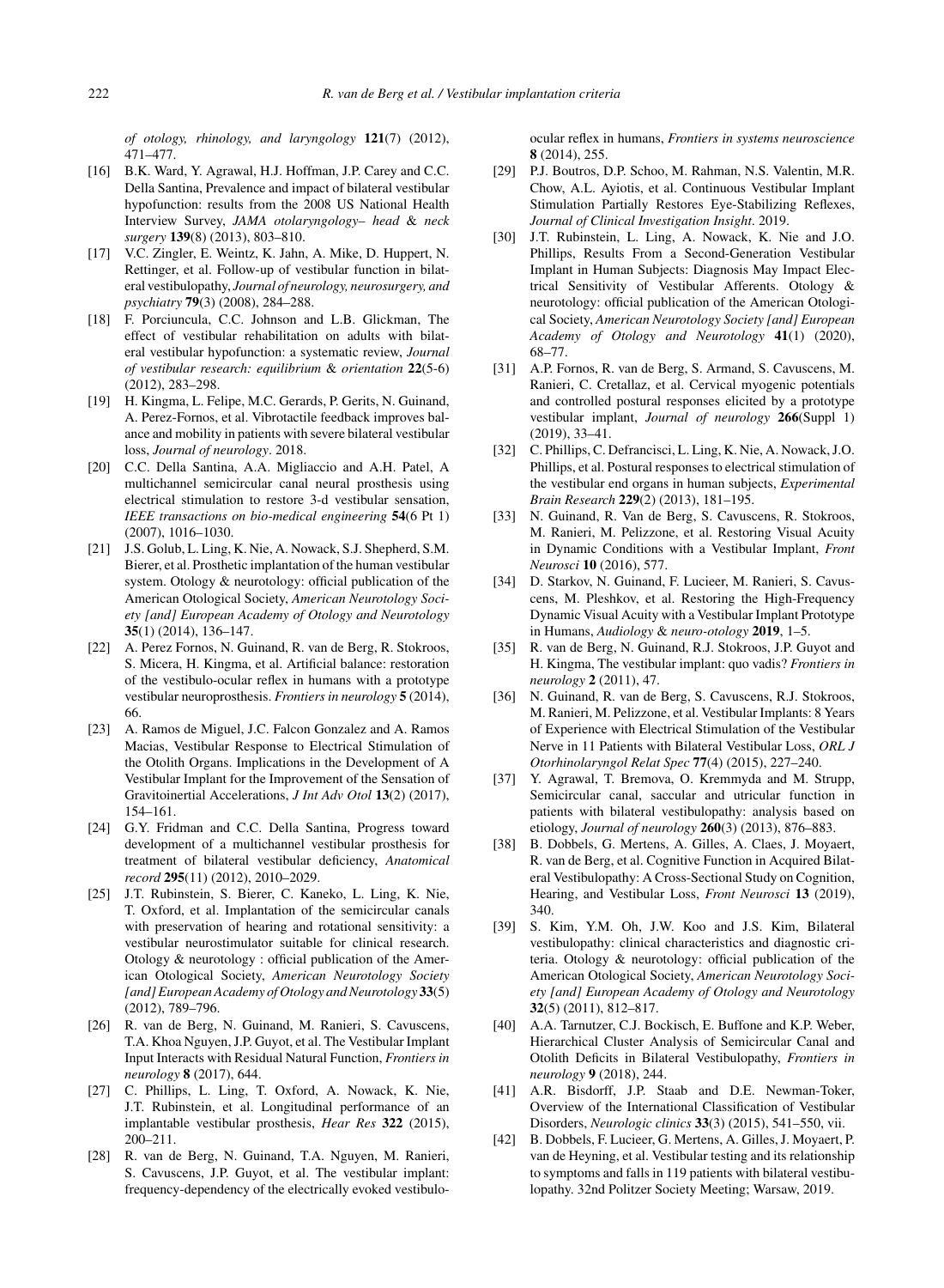*of otology, rhinology, and laryngology* **121**(7) (2012), 471–477.

[16] B.K. Ward, Y. Agrawal, H.J. Hoffman, J.P. Carey and C.C. Della Santina, Prevalence and impact of bilateral vestibular hypofunction: results from the 2008 US National Health Interview Survey, *JAMA otolaryngology– head* & *neck surgery* **139**(8) (2013), 803–810.

[17] V.C. Zingler, E. Weintz, K. Jahn, A. Mike, D. Huppert, N. Rettinger, et al. Follow-up of vestibular function in bilateral vestibulopathy, *Journal of neurology, neurosurgery, and psychiatry* **79**(3) (2008), 284–288.

[18] F. Porciuncula, C.C. Johnson and L.B. Glickman, The effect of vestibular rehabilitation on adults with bilateral vestibular hypofunction: a systematic review, *Journal of vestibular research: equilibrium* & *orientation* **22**(5-6) (2012), 283–298.

[19] H. Kingma, L. Felipe, M.C. Gerards, P. Gerits, N. Guinand, A. Perez-Fornos, et al. Vibrotactile feedback improves balance and mobility in patients with severe bilateral vestibular loss, *Journal of neurology*. 2018.

[20] C.C. Della Santina, A.A. Migliaccio and A.H. Patel, A multichannel semicircular canal neural prosthesis using electrical stimulation to restore 3-d vestibular sensation, *IEEE transactions on bio-medical engineering* **54**(6 Pt 1) (2007), 1016–1030.

[21] J.S. Golub, L. Ling, K. Nie, A. Nowack, S.J. Shepherd, S.M. Bierer, et al. Prosthetic implantation of the human vestibular system. Otology & neurotology: official publication of the American Otological Society, *American Neurotology Society [and] European Academy of Otology and Neurotology* **35**(1) (2014), 136–147.

[22] A. Perez Fornos, N. Guinand, R. van de Berg, R. Stokroos, S. Micera, H. Kingma, et al. Artificial balance: restoration of the vestibulo-ocular reflex in humans with a prototype vestibular neuroprosthesis. *Frontiers in neurology* **5** (2014), 66.

[23] A. Ramos de Miguel, J.C. Falcon Gonzalez and A. Ramos Macias, Vestibular Response to Electrical Stimulation of the Otolith Organs. Implications in the Development of A Vestibular Implant for the Improvement of the Sensation of Gravitoinertial Accelerations, *J Int Adv Otol* **13**(2) (2017), 154–161.

[24] G.Y. Fridman and C.C. Della Santina, Progress toward development of a multichannel vestibular prosthesis for treatment of bilateral vestibular deficiency, *Anatomical record* **295**(11) (2012), 2010–2029.

[25] J.T. Rubinstein, S. Bierer, C. Kaneko, L. Ling, K. Nie, T. Oxford, et al. Implantation of the semicircular canals with preservation of hearing and rotational sensitivity: a vestibular neurostimulator suitable for clinical research. Otology & neurotology : official publication of the American Otological Society, *American Neurotology Society [and] European Academy of Otology and Neurotology* **33**(5) (2012), 789–796.

[26] R. van de Berg, N. Guinand, M. Ranieri, S. Cavuscens, T.A. Khoa Nguyen, J.P. Guyot, et al. The Vestibular Implant Input Interacts with Residual Natural Function, *Frontiers in neurology* **8** (2017), 644.

[27] C. Phillips, L. Ling, T. Oxford, A. Nowack, K. Nie, J.T. Rubinstein, et al. Longitudinal performance of an implantable vestibular prosthesis, *Hear Res* **322** (2015), 200–211.

[28] R. van de Berg, N. Guinand, T.A. Nguyen, M. Ranieri, S. Cavuscens, J.P. Guyot, et al. The vestibular implant: frequency-dependency of the electrically evoked vestibulo-ocular reflex in humans, *Frontiers in systems neuroscience* **8** (2014), 255.

[29] P.J. Boutros, D.P. Schoo, M. Rahman, N.S. Valentin, M.R. Chow, A.L. Ayiotis, et al. Continuous Vestibular Implant Stimulation Partially Restores Eye-Stabilizing Reflexes, *Journal of Clinical Investigation Insight*. 2019.

[30] J.T. Rubinstein, L. Ling, A. Nowack, K. Nie and J.O. Phillips, Results From a Second-Generation Vestibular Implant in Human Subjects: Diagnosis May Impact Electrical Sensitivity of Vestibular Afferents. Otology & neurotology: official publication of the American Otological Society, *American Neurotology Society [and] European Academy of Otology and Neurotology* **41**(1) (2020), 68–77.

[31] A.P. Fornos, R. van de Berg, S. Armand, S. Cavuscens, M. Ranieri, C. Cretallaz, et al. Cervical myogenic potentials and controlled postural responses elicited by a prototype vestibular implant, *Journal of neurology* **266**(Suppl 1) (2019), 33–41.

[32] C. Phillips, C. Defrancisci, L. Ling, K. Nie, A. Nowack, J.O. Phillips, et al. Postural responses to electrical stimulation of the vestibular end organs in human subjects, *Experimental Brain Research* **229**(2) (2013), 181–195.

[33] N. Guinand, R. Van de Berg, S. Cavuscens, R. Stokroos, M. Ranieri, M. Pelizzone, et al. Restoring Visual Acuity in Dynamic Conditions with a Vestibular Implant, *Front Neurosci* **10** (2016), 577.

[34] D. Starkov, N. Guinand, F. Lucieer, M. Ranieri, S. Cavuscens, M. Pleshkov, et al. Restoring the High-Frequency Dynamic Visual Acuity with a Vestibular Implant Prototype in Humans, *Audiology* & *neuro-otology* **2019**, 1–5.

[35] R. van de Berg, N. Guinand, R.J. Stokroos, J.P. Guyot and H. Kingma, The vestibular implant: quo vadis? *Frontiers in neurology* **2** (2011), 47.

[36] N. Guinand, R. van de Berg, S. Cavuscens, R.J. Stokroos, M. Ranieri, M. Pelizzone, et al. Vestibular Implants: 8 Years of Experience with Electrical Stimulation of the Vestibular Nerve in 11 Patients with Bilateral Vestibular Loss, *ORL J Otorhinolaryngol Relat Spec* **77**(4) (2015), 227–240.

[37] Y. Agrawal, T. Bremova, O. Kremmyda and M. Strupp, Semicircular canal, saccular and utricular function in patients with bilateral vestibulopathy: analysis based on etiology, *Journal of neurology* **260**(3) (2013), 876–883.

[38] B. Dobbels, G. Mertens, A. Gilles, A. Claes, J. Moyaert, R. van de Berg, et al. Cognitive Function in Acquired Bilateral Vestibulopathy: A Cross-Sectional Study on Cognition, Hearing, and Vestibular Loss, *Front Neurosci* **13** (2019), 340.

[39] S. Kim, Y.M. Oh, J.W. Koo and J.S. Kim, Bilateral vestibulopathy: clinical characteristics and diagnostic criteria. Otology & neurotology: official publication of the American Otological Society, *American Neurotology Society [and] European Academy of Otology and Neurotology* **32**(5) (2011), 812–817.

[40] A.A. Tarnutzer, C.J. Bockisch, E. Buffone and K.P. Weber, Hierarchical Cluster Analysis of Semicircular Canal and Otolith Deficits in Bilateral Vestibulopathy, *Frontiers in neurology* **9** (2018), 244.

[41] A.R. Bisdorff, J.P. Staab and D.E. Newman-Toker, Overview of the International Classification of Vestibular Disorders, *Neurologic clinics* **33**(3) (2015), 541–550, vii.

[42] B. Dobbels, F. Lucieer, G. Mertens, A. Gilles, J. Moyaert, P. van de Heyning, et al. Vestibular testing and its relationship to symptoms and falls in 119 patients with bilateral vestibulopathy. 32nd Politzer Society Meeting; Warsaw, 2019.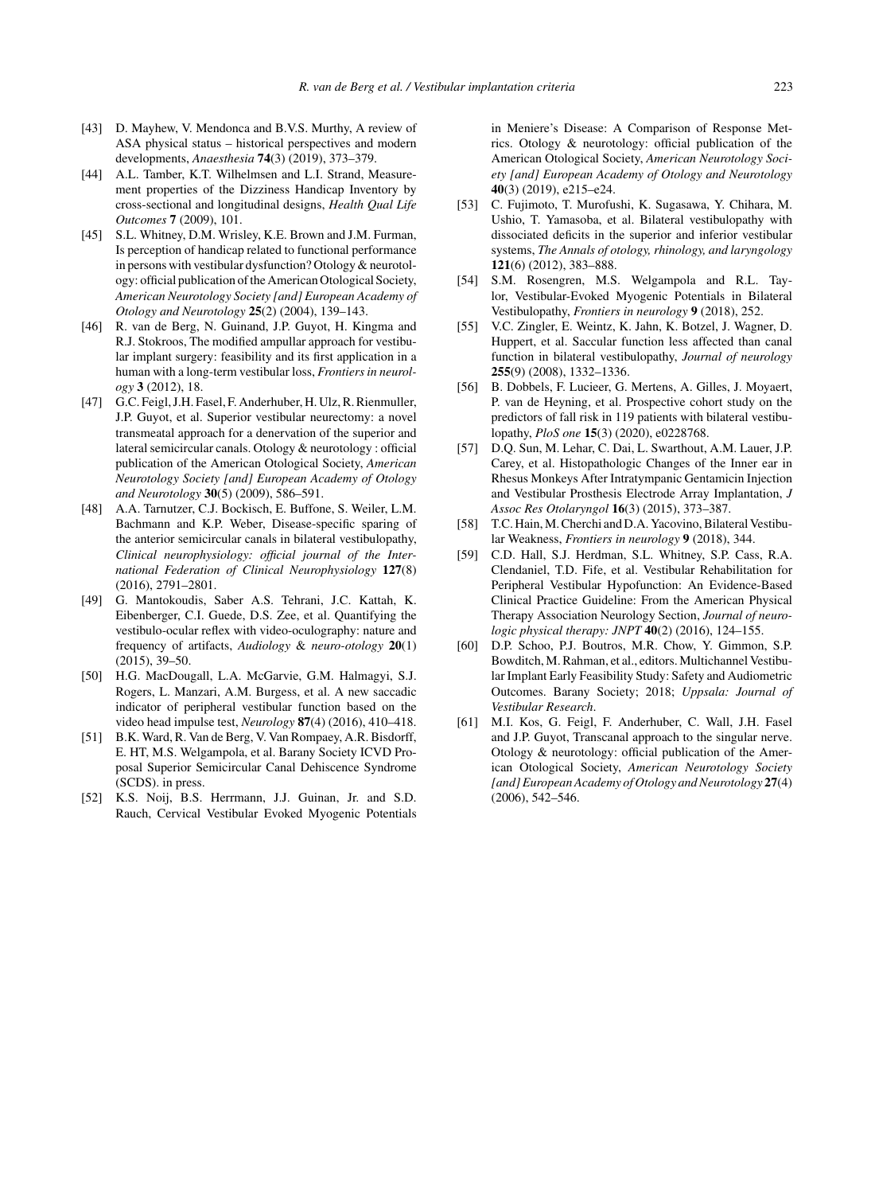[43] D. Mayhew, V. Mendonca and B.V.S. Murthy, A review of ASA physical status – historical perspectives and modern developments, *Anaesthesia* **74**(3) (2019), 373–379.

[44] A.L. Tamber, K.T. Wilhelmsen and L.I. Strand, Measurement properties of the Dizziness Handicap Inventory by cross-sectional and longitudinal designs, *Health Qual Life Outcomes* **7** (2009), 101.

[45] S.L. Whitney, D.M. Wrisley, K.E. Brown and J.M. Furman, Is perception of handicap related to functional performance in persons with vestibular dysfunction? Otology & neurotology: official publication of the American Otological Society, *American Neurotology Society [and] European Academy of Otology and Neurotology* **25**(2) (2004), 139–143.

[46] R. van de Berg, N. Guinand, J.P. Guyot, H. Kingma and R.J. Stokroos, The modified ampullar approach for vestibular implant surgery: feasibility and its first application in a human with a long-term vestibular loss, *Frontiers in neurology* **3** (2012), 18.

[47] G.C. Feigl, J.H. Fasel, F. Anderhuber, H. Ulz, R. Rienmuller, J.P. Guyot, et al. Superior vestibular neurectomy: a novel transmeatal approach for a denervation of the superior and lateral semicircular canals. Otology & neurotology : official publication of the American Otological Society, *American Neurotology Society [and] European Academy of Otology and Neurotology* **30**(5) (2009), 586–591.

[48] A.A. Tarnutzer, C.J. Bockisch, E. Buffone, S. Weiler, L.M. Bachmann and K.P. Weber, Disease-specific sparing of the anterior semicircular canals in bilateral vestibulopathy, *Clinical neurophysiology: official journal of the International Federation of Clinical Neurophysiology* **127**(8) (2016), 2791–2801.

[49] G. Mantokoudis, Saber A.S. Tehrani, J.C. Kattah, K. Eibenberger, C.I. Guede, D.S. Zee, et al. Quantifying the vestibulo-ocular reflex with video-oculography: nature and frequency of artifacts, *Audiology* & *neuro-otology* **20**(1) (2015), 39–50.

[50] H.G. MacDougall, L.A. McGarvie, G.M. Halmagyi, S.J. Rogers, L. Manzari, A.M. Burgess, et al. A new saccadic indicator of peripheral vestibular function based on the video head impulse test, *Neurology* **87**(4) (2016), 410–418.

[51] B.K. Ward, R. Van de Berg, V. Van Rompaey, A.R. Bisdorff, E. HT, M.S. Welgampola, et al. Barany Society ICVD Proposal Superior Semicircular Canal Dehiscence Syndrome (SCDS). in press.

[52] K.S. Noij, B.S. Herrmann, J.J. Guinan, Jr. and S.D. Rauch, Cervical Vestibular Evoked Myogenic Potentials in Meniere's Disease: A Comparison of Response Metrics. Otology & neurotology: official publication of the American Otological Society, *American Neurotology Society [and] European Academy of Otology and Neurotology* **40**(3) (2019), e215–e24.

[53] C. Fujimoto, T. Murofushi, K. Sugasawa, Y. Chihara, M. Ushio, T. Yamasoba, et al. Bilateral vestibulopathy with dissociated deficits in the superior and inferior vestibular systems, *The Annals of otology, rhinology, and laryngology* **121**(6) (2012), 383–888.

[54] S.M. Rosengren, M.S. Welgampola and R.L. Taylor, Vestibular-Evoked Myogenic Potentials in Bilateral Vestibulopathy, *Frontiers in neurology* **9** (2018), 252.

[55] V.C. Zingler, E. Weintz, K. Jahn, K. Botzel, J. Wagner, D. Huppert, et al. Saccular function less affected than canal function in bilateral vestibulopathy, *Journal of neurology* **255**(9) (2008), 1332–1336.

[56] B. Dobbels, F. Lucieer, G. Mertens, A. Gilles, J. Moyaert, P. van de Heyning, et al. Prospective cohort study on the predictors of fall risk in 119 patients with bilateral vestibulopathy, *PloS one* **15**(3) (2020), e0228768.

[57] D.Q. Sun, M. Lehar, C. Dai, L. Swarthout, A.M. Lauer, J.P. Carey, et al. Histopathologic Changes of the Inner ear in Rhesus Monkeys After Intratympanic Gentamicin Injection and Vestibular Prosthesis Electrode Array Implantation, *J Assoc Res Otolaryngol* **16**(3) (2015), 373–387.

[58] T.C. Hain, M. Cherchi and D.A. Yacovino, Bilateral Vestibular Weakness, *Frontiers in neurology* **9** (2018), 344.

[59] C.D. Hall, S.J. Herdman, S.L. Whitney, S.P. Cass, R.A. Clendaniel, T.D. Fife, et al. Vestibular Rehabilitation for Peripheral Vestibular Hypofunction: An Evidence-Based Clinical Practice Guideline: From the American Physical Therapy Association Neurology Section, *Journal of neurologic physical therapy: JNPT* **40**(2) (2016), 124–155.

[60] D.P. Schoo, P.J. Boutros, M.R. Chow, Y. Gimmon, S.P. Bowditch, M. Rahman, et al., editors. Multichannel Vestibular Implant Early Feasibility Study: Safety and Audiometric Outcomes. Barany Society; 2018; *Uppsala: Journal of Vestibular Research*.

[61] M.I. Kos, G. Feigl, F. Anderhuber, C. Wall, J.H. Fasel and J.P. Guyot, Transcanal approach to the singular nerve. Otology & neurotology: official publication of the American Otological Society, *American Neurotology Society [and] European Academy of Otology and Neurotology* **27**(4) (2006), 542–546.